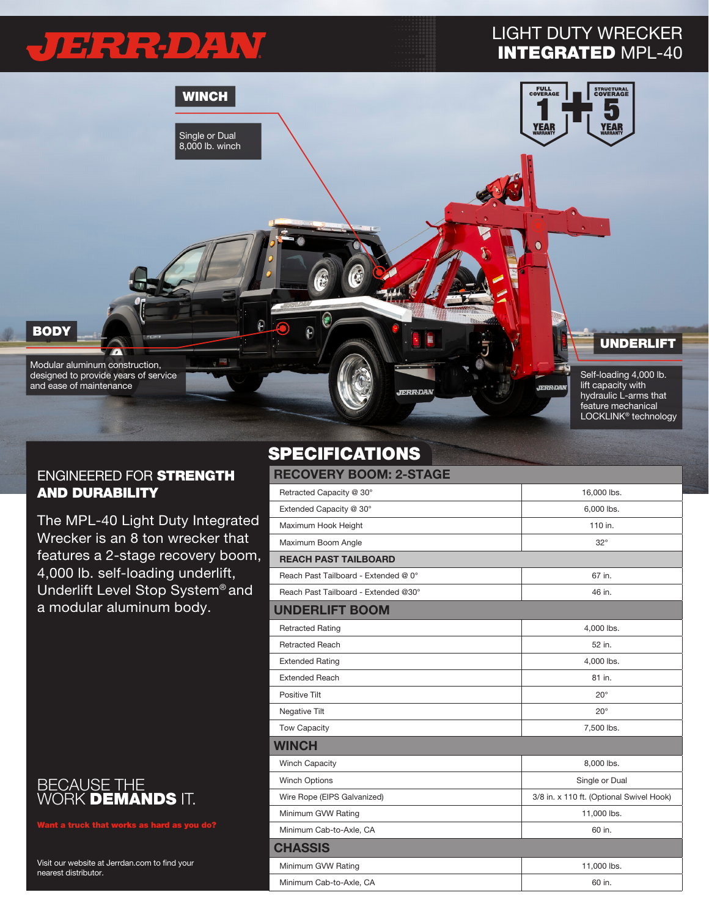# JERR-DAN

## LIGHT DUTY WRECKER **INTEGRATED** MPL-40

**WINCH**

Single or Dual 8,000 lb. winch

FULL COVERAGE 1 YEAR WARRANTY + STRUCTURAL COVERAGE 5 YEAR WARRANTY

**BODY**

Modular aluminum construction, designed to provide years of service and ease of maintenance

**UNDERLIFT**

Self-loading 4,000 lb. lift capacity with hydraulic L-arms that feature mechanical LOCKLINK® technology

## ENGINEERED FOR **STRENGTH AND DURABILITY**

The MPL-40 Light Duty Integrated Wrecker is an 8 ton wrecker that features a 2-stage recovery boom, 4,000 lb. self-loading underlift, Underlift Level Stop System® and a modular aluminum body.

## SPECIFICATIONS

| RECOVERY BOOM: 2-STAGE | |
|---|---|
| Retracted Capacity @ 30° | 16,000 lbs. |
| Extended Capacity @ 30° | 6,000 lbs. |
| Maximum Hook Height | 110 in. |
| Maximum Boom Angle | 32° |
| **REACH PAST TAILBOARD** | |
| Reach Past Tailboard - Extended @ 0° | 67 in. |
| Reach Past Tailboard - Extended @30° | 46 in. |
| **UNDERLIFT BOOM** | |
| Retracted Rating | 4,000 lbs. |
| Retracted Reach | 52 in. |
| Extended Rating | 4,000 lbs. |
| Extended Reach | 81 in. |
| Positive Tilt | 20° |
| Negative Tilt | 20° |
| Tow Capacity | 7,500 lbs. |
| **WINCH** | |
| Winch Capacity | 8,000 lbs. |
| Winch Options | Single or Dual |
| Wire Rope (EIPS Galvanized) | 3/8 in. x 110 ft. (Optional Swivel Hook) |
| Minimum GVW Rating | 11,000 lbs. |
| Minimum Cab-to-Axle, CA | 60 in. |
| **CHASSIS** | |
| Minimum GVW Rating | 11,000 lbs. |
| Minimum Cab-to-Axle, CA | 60 in. |

BECAUSE THE WORK **DEMANDS** IT.

**Want a truck that works as hard as you do?**

Visit our website at Jerrdan.com to find your nearest distributor.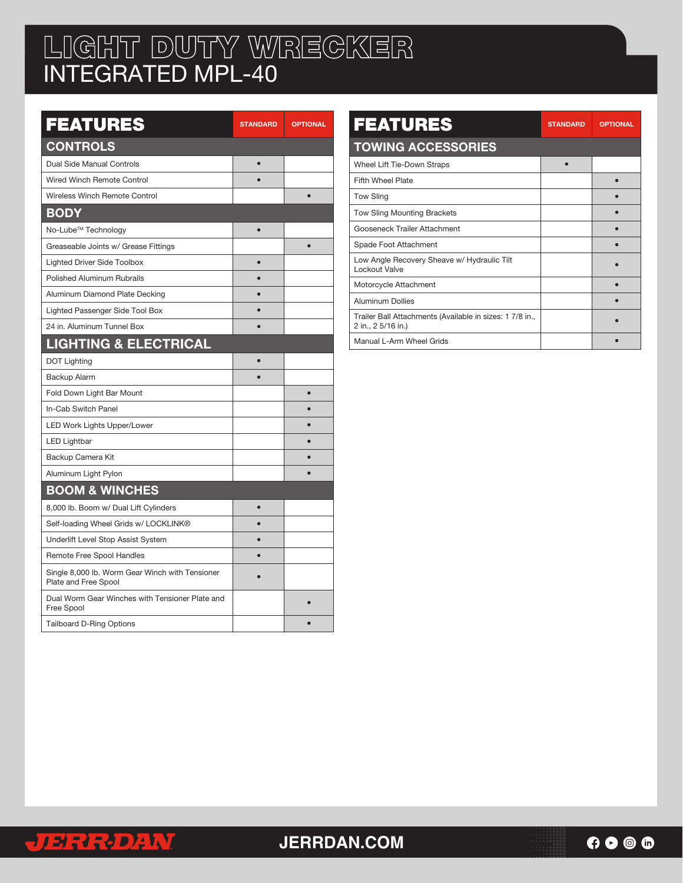# LIGHT DUTY WRECKER

## INTEGRATED MPL-40

| FEATURES | STANDARD | OPTIONAL |
|---|---|---|
| **CONTROLS** | | |
| Dual Side Manual Controls | • | |
| Wired Winch Remote Control | • | |
| Wireless Winch Remote Control | | • |
| **BODY** | | |
| No-Lube™ Technology | • | |
| Greaseable Joints w/ Grease Fittings | | • |
| Lighted Driver Side Toolbox | • | |
| Polished Aluminum Rubrails | • | |
| Aluminum Diamond Plate Decking | • | |
| Lighted Passenger Side Tool Box | • | |
| 24 in. Aluminum Tunnel Box | • | |
| **LIGHTING & ELECTRICAL** | | |
| DOT Lighting | • | |
| Backup Alarm | • | |
| Fold Down Light Bar Mount | | • |
| In-Cab Switch Panel | | • |
| LED Work Lights Upper/Lower | | • |
| LED Lightbar | | • |
| Backup Camera Kit | | • |
| Aluminum Light Pylon | | • |
| **BOOM & WINCHES** | | |
| 8,000 lb. Boom w/ Dual Lift Cylinders | • | |
| Self-loading Wheel Grids w/ LOCKLINK® | • | |
| Underlift Level Stop Assist System | • | |
| Remote Free Spool Handles | • | |
| Single 8,000 lb. Worm Gear Winch with Tensioner Plate and Free Spool | • | |
| Dual Worm Gear Winches with Tensioner Plate and Free Spool | | • |
| Tailboard D-Ring Options | | • |

| FEATURES | STANDARD | OPTIONAL |
|---|---|---|
| **TOWING ACCESSORIES** | | |
| Wheel Lift Tie-Down Straps | • | |
| Fifth Wheel Plate | | • |
| Tow Sling | | • |
| Tow Sling Mounting Brackets | | • |
| Gooseneck Trailer Attachment | | • |
| Spade Foot Attachment | | • |
| Low Angle Recovery Sheave w/ Hydraulic Tilt Lockout Valve | | • |
| Motorcycle Attachment | | • |
| Aluminum Dollies | | • |
| Trailer Ball Attachments (Available in sizes: 1 7/8 in., 2 in., 2 5/16 in.) | | • |
| Manual L-Arm Wheel Grids | | • |

JERR-DAN

JERRDAN.COM